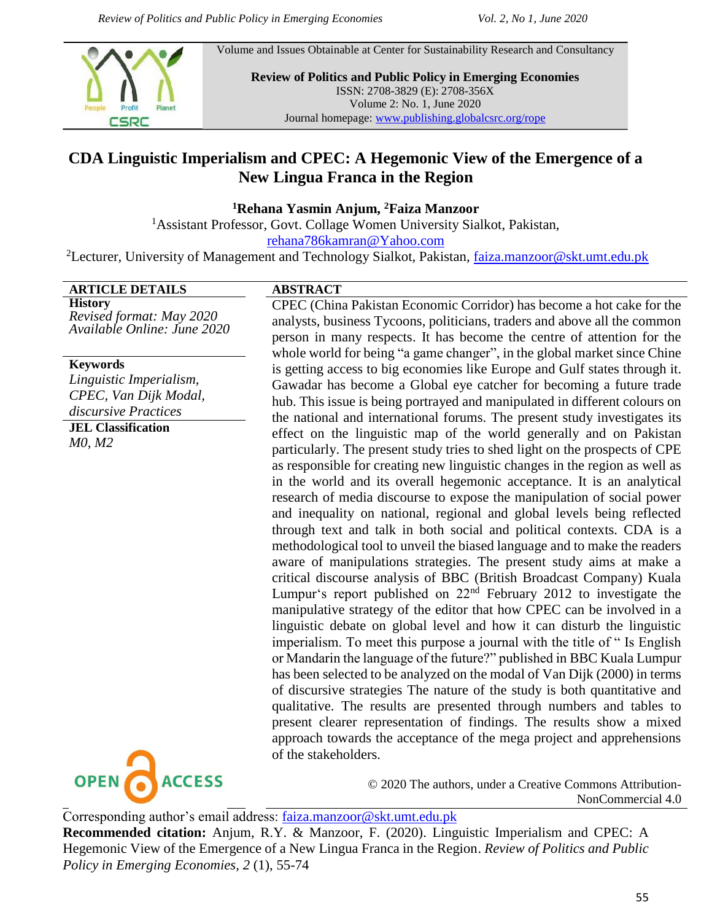Volume and Issues Obtainable at Center for Sustainability Research and Consultancy

**Review of Politics and Public Policy in Emerging Economies**
ISSN: 2708-3829 (E): 2708-356X
Volume 2: No. 1, June 2020
Journal homepage: www.publishing.globalcsrc.org/rope

# CDA Linguistic Imperialism and CPEC: A Hegemonic View of the Emergence of a New Lingua Franca in the Region

**[1]Rehana Yasmin Anjum, [2]Faiza Manzoor**

[1]Assistant Professor, Govt. Collage Women University Sialkot, Pakistan, rehana786kamran@Yahoo.com

[2]Lecturer, University of Management and Technology Sialkot, Pakistan, faiza.manzoor@skt.umt.edu.pk

**ARTICLE DETAILS**

**History**
*Revised format: May 2020*
*Available Online: June 2020*

**Keywords**
*Linguistic Imperialism, CPEC, Van Dijk Modal, discursive Practices*

**JEL Classification**
*M0, M2*

**ABSTRACT**

CPEC (China Pakistan Economic Corridor) has become a hot cake for the analysts, business Tycoons, politicians, traders and above all the common person in many respects. It has become the centre of attention for the whole world for being "a game changer", in the global market since Chine is getting access to big economies like Europe and Gulf states through it. Gawadar has become a Global eye catcher for becoming a future trade hub. This issue is being portrayed and manipulated in different colours on the national and international forums. The present study investigates its effect on the linguistic map of the world generally and on Pakistan particularly. The present study tries to shed light on the prospects of CPE as responsible for creating new linguistic changes in the region as well as in the world and its overall hegemonic acceptance. It is an analytical research of media discourse to expose the manipulation of social power and inequality on national, regional and global levels being reflected through text and talk in both social and political contexts. CDA is a methodological tool to unveil the biased language and to make the readers aware of manipulations strategies. The present study aims at make a critical discourse analysis of BBC (British Broadcast Company) Kuala Lumpur's report published on 22nd February 2012 to investigate the manipulative strategy of the editor that how CPEC can be involved in a linguistic debate on global level and how it can disturb the linguistic imperialism. To meet this purpose a journal with the title of " Is English or Mandarin the language of the future?" published in BBC Kuala Lumpur has been selected to be analyzed on the modal of Van Dijk (2000) in terms of discursive strategies The nature of the study is both quantitative and qualitative. The results are presented through numbers and tables to present clearer representation of findings. The results show a mixed approach towards the acceptance of the mega project and apprehensions of the stakeholders.

© 2020 The authors, under a Creative Commons Attribution-NonCommercial 4.0

Corresponding author's email address: faiza.manzoor@skt.umt.edu.pk

**Recommended citation:** Anjum, R.Y. & Manzoor, F. (2020). Linguistic Imperialism and CPEC: A Hegemonic View of the Emergence of a New Lingua Franca in the Region. *Review of Politics and Public Policy in Emerging Economies, 2* (1), 55-74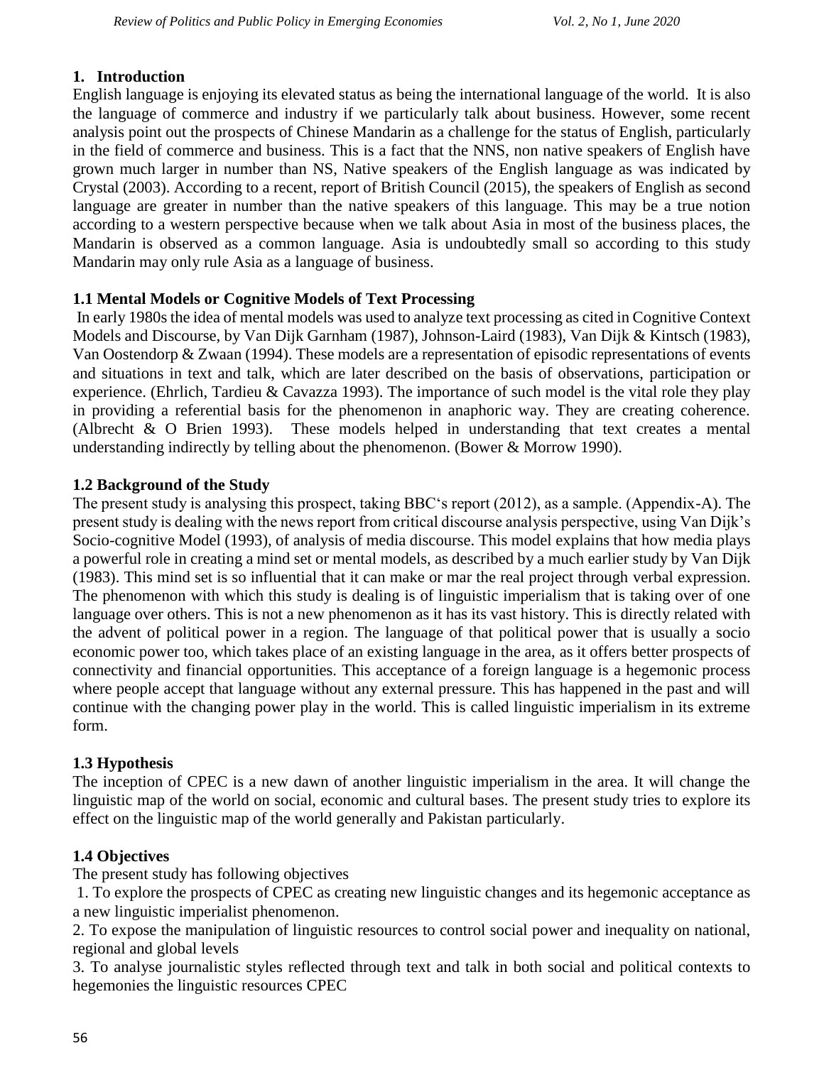## 1. Introduction

English language is enjoying its elevated status as being the international language of the world. It is also the language of commerce and industry if we particularly talk about business. However, some recent analysis point out the prospects of Chinese Mandarin as a challenge for the status of English, particularly in the field of commerce and business. This is a fact that the NNS, non native speakers of English have grown much larger in number than NS, Native speakers of the English language as was indicated by Crystal (2003). According to a recent, report of British Council (2015), the speakers of English as second language are greater in number than the native speakers of this language. This may be a true notion according to a western perspective because when we talk about Asia in most of the business places, the Mandarin is observed as a common language. Asia is undoubtedly small so according to this study Mandarin may only rule Asia as a language of business.

### 1.1 Mental Models or Cognitive Models of Text Processing

In early 1980s the idea of mental models was used to analyze text processing as cited in Cognitive Context Models and Discourse, by Van Dijk Garnham (1987), Johnson-Laird (1983), Van Dijk & Kintsch (1983), Van Oostendorp & Zwaan (1994). These models are a representation of episodic representations of events and situations in text and talk, which are later described on the basis of observations, participation or experience. (Ehrlich, Tardieu & Cavazza 1993). The importance of such model is the vital role they play in providing a referential basis for the phenomenon in anaphoric way. They are creating coherence. (Albrecht & O Brien 1993). These models helped in understanding that text creates a mental understanding indirectly by telling about the phenomenon. (Bower & Morrow 1990).

### 1.2 Background of the Study

The present study is analysing this prospect, taking BBC's report (2012), as a sample. (Appendix-A). The present study is dealing with the news report from critical discourse analysis perspective, using Van Dijk's Socio-cognitive Model (1993), of analysis of media discourse. This model explains that how media plays a powerful role in creating a mind set or mental models, as described by a much earlier study by Van Dijk (1983). This mind set is so influential that it can make or mar the real project through verbal expression. The phenomenon with which this study is dealing is of linguistic imperialism that is taking over of one language over others. This is not a new phenomenon as it has its vast history. This is directly related with the advent of political power in a region. The language of that political power that is usually a socio economic power too, which takes place of an existing language in the area, as it offers better prospects of connectivity and financial opportunities. This acceptance of a foreign language is a hegemonic process where people accept that language without any external pressure. This has happened in the past and will continue with the changing power play in the world. This is called linguistic imperialism in its extreme form.

### 1.3 Hypothesis

The inception of CPEC is a new dawn of another linguistic imperialism in the area. It will change the linguistic map of the world on social, economic and cultural bases. The present study tries to explore its effect on the linguistic map of the world generally and Pakistan particularly.

### 1.4 Objectives

The present study has following objectives

1. To explore the prospects of CPEC as creating new linguistic changes and its hegemonic acceptance as a new linguistic imperialist phenomenon.
2. To expose the manipulation of linguistic resources to control social power and inequality on national, regional and global levels
3. To analyse journalistic styles reflected through text and talk in both social and political contexts to hegemonies the linguistic resources CPEC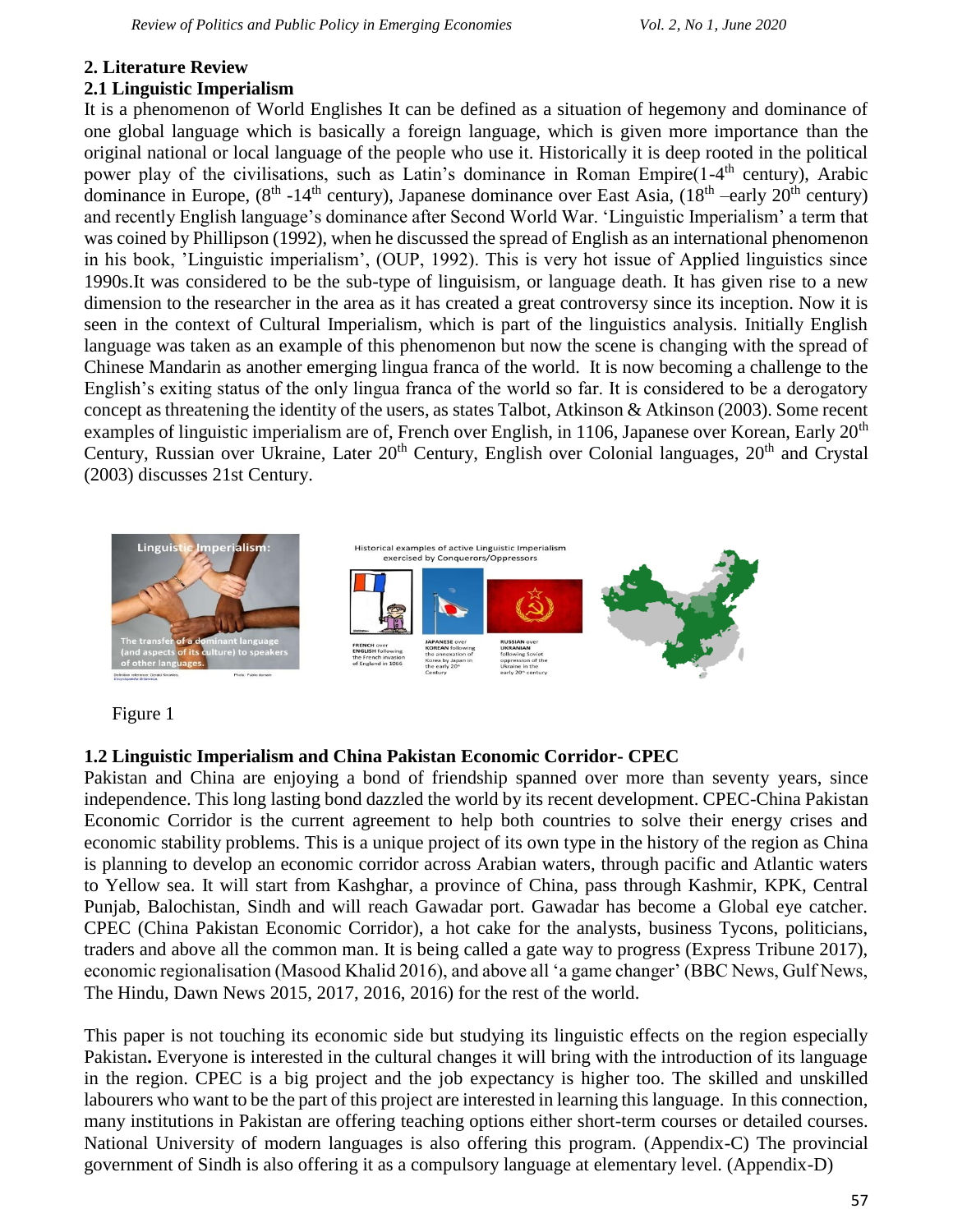## 2. Literature Review

### 2.1 Linguistic Imperialism

It is a phenomenon of World Englishes It can be defined as a situation of hegemony and dominance of one global language which is basically a foreign language, which is given more importance than the original national or local language of the people who use it. Historically it is deep rooted in the political power play of the civilisations, such as Latin's dominance in Roman Empire(1-4th century), Arabic dominance in Europe, (8th -14th century), Japanese dominance over East Asia, (18th –early 20th century) and recently English language's dominance after Second World War. 'Linguistic Imperialism' a term that was coined by Phillipson (1992), when he discussed the spread of English as an international phenomenon in his book, 'Linguistic imperialism', (OUP, 1992). This is very hot issue of Applied linguistics since 1990s.It was considered to be the sub-type of linguisism, or language death. It has given rise to a new dimension to the researcher in the area as it has created a great controversy since its inception. Now it is seen in the context of Cultural Imperialism, which is part of the linguistics analysis. Initially English language was taken as an example of this phenomenon but now the scene is changing with the spread of Chinese Mandarin as another emerging lingua franca of the world. It is now becoming a challenge to the English's exiting status of the only lingua franca of the world so far. It is considered to be a derogatory concept as threatening the identity of the users, as states Talbot, Atkinson & Atkinson (2003). Some recent examples of linguistic imperialism are of, French over English, in 1106, Japanese over Korean, Early 20th Century, Russian over Ukraine, Later 20th Century, English over Colonial languages, 20th and Crystal (2003) discusses 21st Century.

Figure 1

### 1.2 Linguistic Imperialism and China Pakistan Economic Corridor- CPEC

Pakistan and China are enjoying a bond of friendship spanned over more than seventy years, since independence. This long lasting bond dazzled the world by its recent development. CPEC-China Pakistan Economic Corridor is the current agreement to help both countries to solve their energy crises and economic stability problems. This is a unique project of its own type in the history of the region as China is planning to develop an economic corridor across Arabian waters, through pacific and Atlantic waters to Yellow sea. It will start from Kashghar, a province of China, pass through Kashmir, KPK, Central Punjab, Balochistan, Sindh and will reach Gawadar port. Gawadar has become a Global eye catcher. CPEC (China Pakistan Economic Corridor), a hot cake for the analysts, business Tycons, politicians, traders and above all the common man. It is being called a gate way to progress (Express Tribune 2017), economic regionalisation (Masood Khalid 2016), and above all 'a game changer' (BBC News, Gulf News, The Hindu, Dawn News 2015, 2017, 2016, 2016) for the rest of the world.

This paper is not touching its economic side but studying its linguistic effects on the region especially Pakistan**.** Everyone is interested in the cultural changes it will bring with the introduction of its language in the region. CPEC is a big project and the job expectancy is higher too. The skilled and unskilled labourers who want to be the part of this project are interested in learning this language. In this connection, many institutions in Pakistan are offering teaching options either short-term courses or detailed courses. National University of modern languages is also offering this program. (Appendix-C) The provincial government of Sindh is also offering it as a compulsory language at elementary level. (Appendix-D)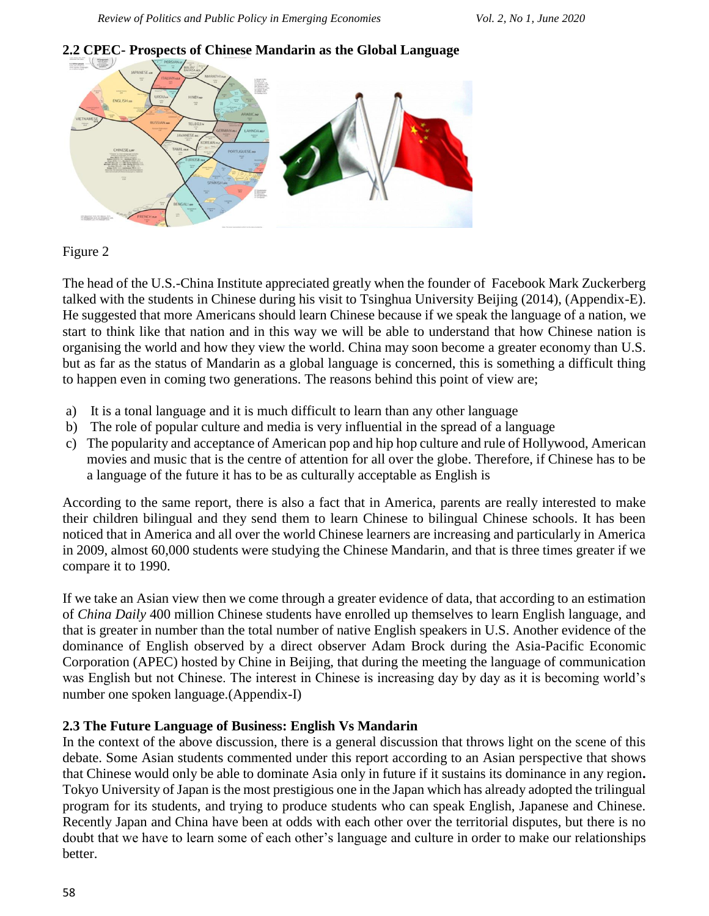## 2.2 CPEC- Prospects of Chinese Mandarin as the Global Language

Figure 2

The head of the U.S.-China Institute appreciated greatly when the founder of Facebook Mark Zuckerberg talked with the students in Chinese during his visit to Tsinghua University Beijing (2014), (Appendix-E). He suggested that more Americans should learn Chinese because if we speak the language of a nation, we start to think like that nation and in this way we will be able to understand that how Chinese nation is organising the world and how they view the world. China may soon become a greater economy than U.S. but as far as the status of Mandarin as a global language is concerned, this is something a difficult thing to happen even in coming two generations. The reasons behind this point of view are;

a) It is a tonal language and it is much difficult to learn than any other language
b) The role of popular culture and media is very influential in the spread of a language
c) The popularity and acceptance of American pop and hip hop culture and rule of Hollywood, American movies and music that is the centre of attention for all over the globe. Therefore, if Chinese has to be a language of the future it has to be as culturally acceptable as English is

According to the same report, there is also a fact that in America, parents are really interested to make their children bilingual and they send them to learn Chinese to bilingual Chinese schools. It has been noticed that in America and all over the world Chinese learners are increasing and particularly in America in 2009, almost 60,000 students were studying the Chinese Mandarin, and that is three times greater if we compare it to 1990.

If we take an Asian view then we come through a greater evidence of data, that according to an estimation of *China Daily* 400 million Chinese students have enrolled up themselves to learn English language, and that is greater in number than the total number of native English speakers in U.S. Another evidence of the dominance of English observed by a direct observer Adam Brock during the Asia-Pacific Economic Corporation (APEC) hosted by Chine in Beijing, that during the meeting the language of communication was English but not Chinese. The interest in Chinese is increasing day by day as it is becoming world's number one spoken language.(Appendix-I)

## 2.3 The Future Language of Business: English Vs Mandarin

In the context of the above discussion, there is a general discussion that throws light on the scene of this debate. Some Asian students commented under this report according to an Asian perspective that shows that Chinese would only be able to dominate Asia only in future if it sustains its dominance in any region**.** Tokyo University of Japan is the most prestigious one in the Japan which has already adopted the trilingual program for its students, and trying to produce students who can speak English, Japanese and Chinese. Recently Japan and China have been at odds with each other over the territorial disputes, but there is no doubt that we have to learn some of each other's language and culture in order to make our relationships better.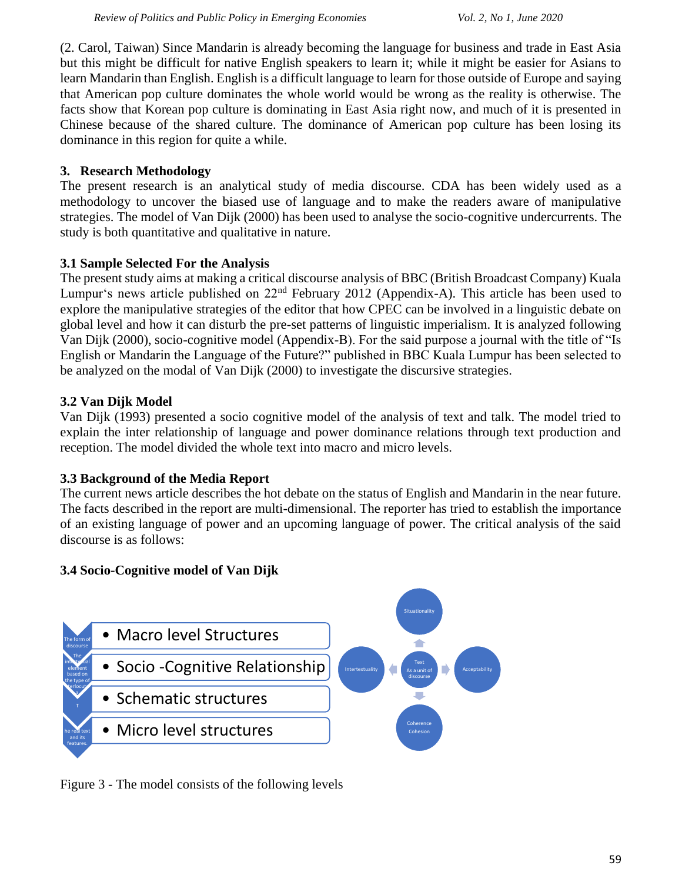(2. Carol, Taiwan) Since Mandarin is already becoming the language for business and trade in East Asia but this might be difficult for native English speakers to learn it; while it might be easier for Asians to learn Mandarin than English. English is a difficult language to learn for those outside of Europe and saying that American pop culture dominates the whole world would be wrong as the reality is otherwise. The facts show that Korean pop culture is dominating in East Asia right now, and much of it is presented in Chinese because of the shared culture. The dominance of American pop culture has been losing its dominance in this region for quite a while.

## 3. Research Methodology

The present research is an analytical study of media discourse. CDA has been widely used as a methodology to uncover the biased use of language and to make the readers aware of manipulative strategies. The model of Van Dijk (2000) has been used to analyse the socio-cognitive undercurrents. The study is both quantitative and qualitative in nature.

### 3.1 Sample Selected For the Analysis

The present study aims at making a critical discourse analysis of BBC (British Broadcast Company) Kuala Lumpur's news article published on 22nd February 2012 (Appendix-A). This article has been used to explore the manipulative strategies of the editor that how CPEC can be involved in a linguistic debate on global level and how it can disturb the pre-set patterns of linguistic imperialism. It is analyzed following Van Dijk (2000), socio-cognitive model (Appendix-B). For the said purpose a journal with the title of "Is English or Mandarin the Language of the Future?" published in BBC Kuala Lumpur has been selected to be analyzed on the modal of Van Dijk (2000) to investigate the discursive strategies.

### 3.2 Van Dijk Model

Van Dijk (1993) presented a socio cognitive model of the analysis of text and talk. The model tried to explain the inter relationship of language and power dominance relations through text production and reception. The model divided the whole text into macro and micro levels.

### 3.3 Background of the Media Report

The current news article describes the hot debate on the status of English and Mandarin in the near future. The facts described in the report are multi-dimensional. The reporter has tried to establish the importance of an existing language of power and an upcoming language of power. The critical analysis of the said discourse is as follows:

### 3.4 Socio-Cognitive model of Van Dijk

- Macro level Structures
- Socio -Cognitive Relationship
- Schematic structures
- Micro level structures

Figure 3 - The model consists of the following levels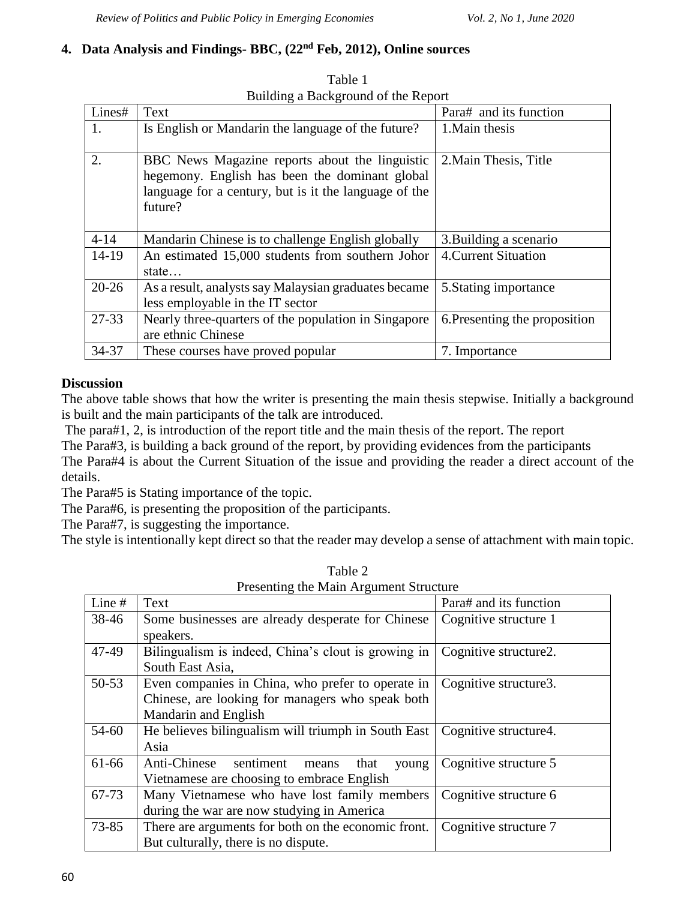## 4. Data Analysis and Findings- BBC, (22nd Feb, 2012), Online sources

Table 1
Building a Background of the Report

| Lines# | Text | Para# and its function |
|---|---|---|
| 1. | Is English or Mandarin the language of the future? | 1.Main thesis |
| 2. | BBC News Magazine reports about the linguistic hegemony. English has been the dominant global language for a century, but is it the language of the future? | 2.Main Thesis, Title |
| 4-14 | Mandarin Chinese is to challenge English globally | 3.Building a scenario |
| 14-19 | An estimated 15,000 students from southern Johor state… | 4.Current Situation |
| 20-26 | As a result, analysts say Malaysian graduates became less employable in the IT sector | 5.Stating importance |
| 27-33 | Nearly three-quarters of the population in Singapore are ethnic Chinese | 6.Presenting the proposition |
| 34-37 | These courses have proved popular | 7. Importance |

**Discussion**

The above table shows that how the writer is presenting the main thesis stepwise. Initially a background is built and the main participants of the talk are introduced.

The para#1, 2, is introduction of the report title and the main thesis of the report. The report

The Para#3, is building a back ground of the report, by providing evidences from the participants

The Para#4 is about the Current Situation of the issue and providing the reader a direct account of the details.

The Para#5 is Stating importance of the topic.

The Para#6, is presenting the proposition of the participants.

The Para#7, is suggesting the importance.

The style is intentionally kept direct so that the reader may develop a sense of attachment with main topic.

Table 2
Presenting the Main Argument Structure

| Line # | Text | Para# and its function |
|---|---|---|
| 38-46 | Some businesses are already desperate for Chinese speakers. | Cognitive structure 1 |
| 47-49 | Bilingualism is indeed, China's clout is growing in South East Asia, | Cognitive structure2. |
| 50-53 | Even companies in China, who prefer to operate in Chinese, are looking for managers who speak both Mandarin and English | Cognitive structure3. |
| 54-60 | He believes bilingualism will triumph in South East Asia | Cognitive structure4. |
| 61-66 | Anti-Chinese sentiment means that young Vietnamese are choosing to embrace English | Cognitive structure 5 |
| 67-73 | Many Vietnamese who have lost family members during the war are now studying in America | Cognitive structure 6 |
| 73-85 | There are arguments for both on the economic front. But culturally, there is no dispute. | Cognitive structure 7 |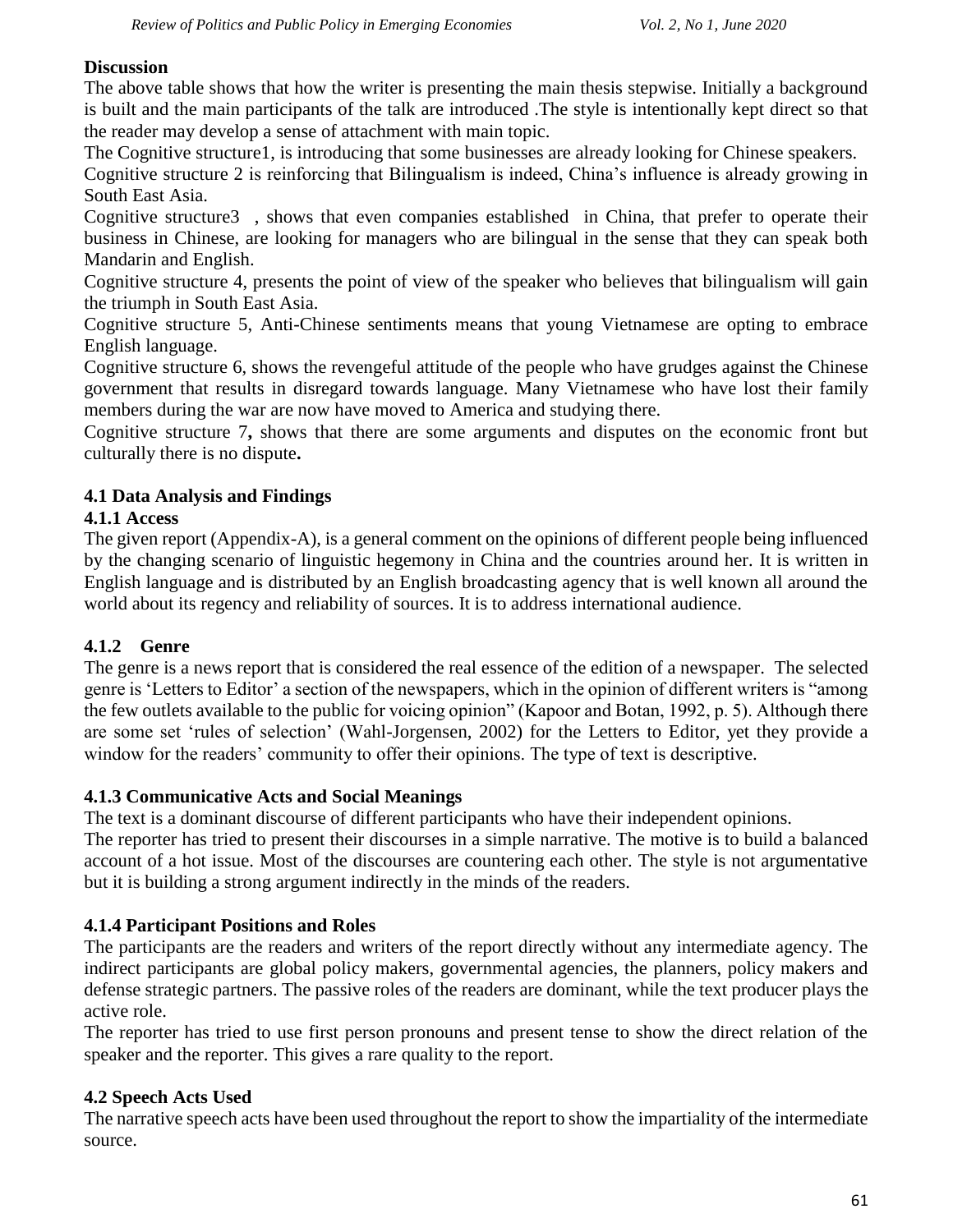## Discussion

The above table shows that how the writer is presenting the main thesis stepwise. Initially a background is built and the main participants of the talk are introduced .The style is intentionally kept direct so that the reader may develop a sense of attachment with main topic.

The Cognitive structure1, is introducing that some businesses are already looking for Chinese speakers.

Cognitive structure 2 is reinforcing that Bilingualism is indeed, China's influence is already growing in South East Asia.

Cognitive structure3 , shows that even companies established in China, that prefer to operate their business in Chinese, are looking for managers who are bilingual in the sense that they can speak both Mandarin and English.

Cognitive structure 4, presents the point of view of the speaker who believes that bilingualism will gain the triumph in South East Asia.

Cognitive structure 5, Anti-Chinese sentiments means that young Vietnamese are opting to embrace English language.

Cognitive structure 6, shows the revengeful attitude of the people who have grudges against the Chinese government that results in disregard towards language. Many Vietnamese who have lost their family members during the war are now have moved to America and studying there.

Cognitive structure 7**,** shows that there are some arguments and disputes on the economic front but culturally there is no dispute**.**

### 4.1 Data Analysis and Findings

#### 4.1.1 Access

The given report (Appendix-A), is a general comment on the opinions of different people being influenced by the changing scenario of linguistic hegemony in China and the countries around her. It is written in English language and is distributed by an English broadcasting agency that is well known all around the world about its regency and reliability of sources. It is to address international audience.

#### 4.1.2 Genre

The genre is a news report that is considered the real essence of the edition of a newspaper. The selected genre is 'Letters to Editor' a section of the newspapers, which in the opinion of different writers is "among the few outlets available to the public for voicing opinion" (Kapoor and Botan, 1992, p. 5). Although there are some set 'rules of selection' (Wahl-Jorgensen, 2002) for the Letters to Editor, yet they provide a window for the readers' community to offer their opinions. The type of text is descriptive.

#### 4.1.3 Communicative Acts and Social Meanings

The text is a dominant discourse of different participants who have their independent opinions.

The reporter has tried to present their discourses in a simple narrative. The motive is to build a balanced account of a hot issue. Most of the discourses are countering each other. The style is not argumentative but it is building a strong argument indirectly in the minds of the readers.

#### 4.1.4 Participant Positions and Roles

The participants are the readers and writers of the report directly without any intermediate agency. The indirect participants are global policy makers, governmental agencies, the planners, policy makers and defense strategic partners. The passive roles of the readers are dominant, while the text producer plays the active role.

The reporter has tried to use first person pronouns and present tense to show the direct relation of the speaker and the reporter. This gives a rare quality to the report.

### 4.2 Speech Acts Used

The narrative speech acts have been used throughout the report to show the impartiality of the intermediate source.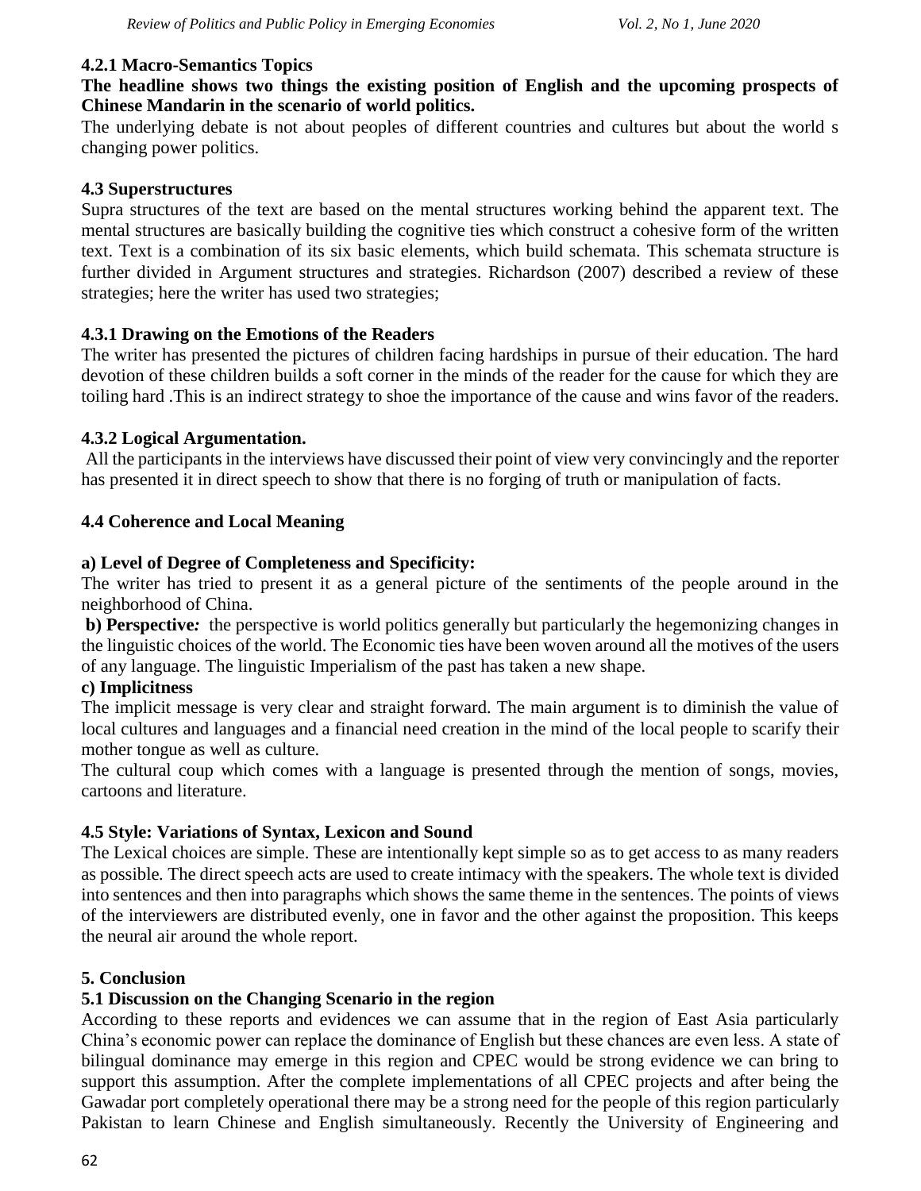#### 4.2.1 Macro-Semantics Topics

**The headline shows two things the existing position of English and the upcoming prospects of Chinese Mandarin in the scenario of world politics.**

The underlying debate is not about peoples of different countries and cultures but about the world s changing power politics.

### 4.3 Superstructures

Supra structures of the text are based on the mental structures working behind the apparent text. The mental structures are basically building the cognitive ties which construct a cohesive form of the written text. Text is a combination of its six basic elements, which build schemata. This schemata structure is further divided in Argument structures and strategies. Richardson (2007) described a review of these strategies; here the writer has used two strategies;

#### 4.3.1 Drawing on the Emotions of the Readers

The writer has presented the pictures of children facing hardships in pursue of their education. The hard devotion of these children builds a soft corner in the minds of the reader for the cause for which they are toiling hard .This is an indirect strategy to shoe the importance of the cause and wins favor of the readers.

#### 4.3.2 Logical Argumentation.

All the participants in the interviews have discussed their point of view very convincingly and the reporter has presented it in direct speech to show that there is no forging of truth or manipulation of facts.

### 4.4 Coherence and Local Meaning

**a) Level of Degree of Completeness and Specificity:**

The writer has tried to present it as a general picture of the sentiments of the people around in the neighborhood of China.

**b) Perspective*:*** the perspective is world politics generally but particularly the hegemonizing changes in the linguistic choices of the world. The Economic ties have been woven around all the motives of the users of any language. The linguistic Imperialism of the past has taken a new shape.

**c) Implicitness**

The implicit message is very clear and straight forward. The main argument is to diminish the value of local cultures and languages and a financial need creation in the mind of the local people to scarify their mother tongue as well as culture.

The cultural coup which comes with a language is presented through the mention of songs, movies, cartoons and literature.

### 4.5 Style: Variations of Syntax, Lexicon and Sound

The Lexical choices are simple. These are intentionally kept simple so as to get access to as many readers as possible. The direct speech acts are used to create intimacy with the speakers. The whole text is divided into sentences and then into paragraphs which shows the same theme in the sentences. The points of views of the interviewers are distributed evenly, one in favor and the other against the proposition. This keeps the neural air around the whole report.

## 5. Conclusion

### 5.1 Discussion on the Changing Scenario in the region

According to these reports and evidences we can assume that in the region of East Asia particularly China's economic power can replace the dominance of English but these chances are even less. A state of bilingual dominance may emerge in this region and CPEC would be strong evidence we can bring to support this assumption. After the complete implementations of all CPEC projects and after being the Gawadar port completely operational there may be a strong need for the people of this region particularly Pakistan to learn Chinese and English simultaneously. Recently the University of Engineering and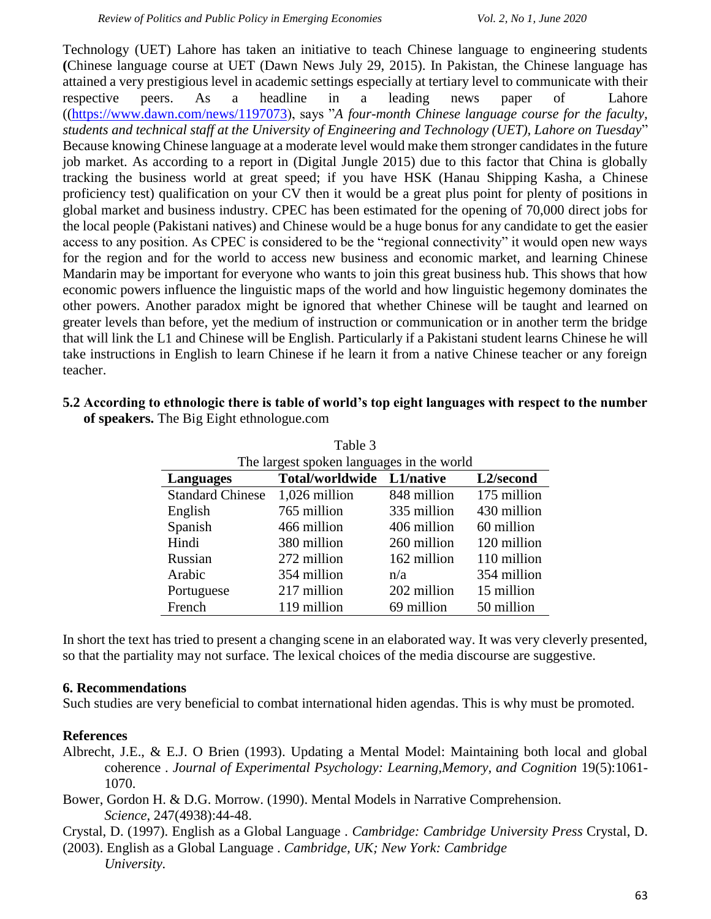Technology (UET) Lahore has taken an initiative to teach Chinese language to engineering students **(**Chinese language course at UET (Dawn News July 29, 2015). In Pakistan, the Chinese language has attained a very prestigious level in academic settings especially at tertiary level to communicate with their respective peers. As a headline in a leading news paper of Lahore ((https://www.dawn.com/news/1197073), says "*A four-month Chinese language course for the faculty, students and technical staff at the University of Engineering and Technology (UET), Lahore on Tuesday*" Because knowing Chinese language at a moderate level would make them stronger candidates in the future job market. As according to a report in (Digital Jungle 2015) due to this factor that China is globally tracking the business world at great speed; if you have HSK (Hanau Shipping Kasha, a Chinese proficiency test) qualification on your CV then it would be a great plus point for plenty of positions in global market and business industry. CPEC has been estimated for the opening of 70,000 direct jobs for the local people (Pakistani natives) and Chinese would be a huge bonus for any candidate to get the easier access to any position. As CPEC is considered to be the "regional connectivity" it would open new ways for the region and for the world to access new business and economic market, and learning Chinese Mandarin may be important for everyone who wants to join this great business hub. This shows that how economic powers influence the linguistic maps of the world and how linguistic hegemony dominates the other powers. Another paradox might be ignored that whether Chinese will be taught and learned on greater levels than before, yet the medium of instruction or communication or in another term the bridge that will link the L1 and Chinese will be English. Particularly if a Pakistani student learns Chinese he will take instructions in English to learn Chinese if he learn it from a native Chinese teacher or any foreign teacher.

**5.2 According to ethnologic there is table of world's top eight languages with respect to the number of speakers.** The Big Eight ethnologue.com

Table 3

The largest spoken languages in the world

| Languages | Total/worldwide | L1/native | L2/second |
|---|---|---|---|
| Standard Chinese | 1,026 million | 848 million | 175 million |
| English | 765 million | 335 million | 430 million |
| Spanish | 466 million | 406 million | 60 million |
| Hindi | 380 million | 260 million | 120 million |
| Russian | 272 million | 162 million | 110 million |
| Arabic | 354 million | n/a | 354 million |
| Portuguese | 217 million | 202 million | 15 million |
| French | 119 million | 69 million | 50 million |

In short the text has tried to present a changing scene in an elaborated way. It was very cleverly presented, so that the partiality may not surface. The lexical choices of the media discourse are suggestive.

## 6. Recommendations

Such studies are very beneficial to combat international hiden agendas. This is why must be promoted.

## References

Albrecht, J.E., & E.J. O Brien (1993). Updating a Mental Model: Maintaining both local and global coherence . *Journal of Experimental Psychology: Learning,Memory, and Cognition* 19(5):1061-1070.

Bower, Gordon H. & D.G. Morrow. (1990). Mental Models in Narrative Comprehension. *Science*, 247(4938):44-48.

Crystal, D. (1997). English as a Global Language . *Cambridge: Cambridge University Press* Crystal, D. (2003). English as a Global Language . *Cambridge, UK; New York: Cambridge University.*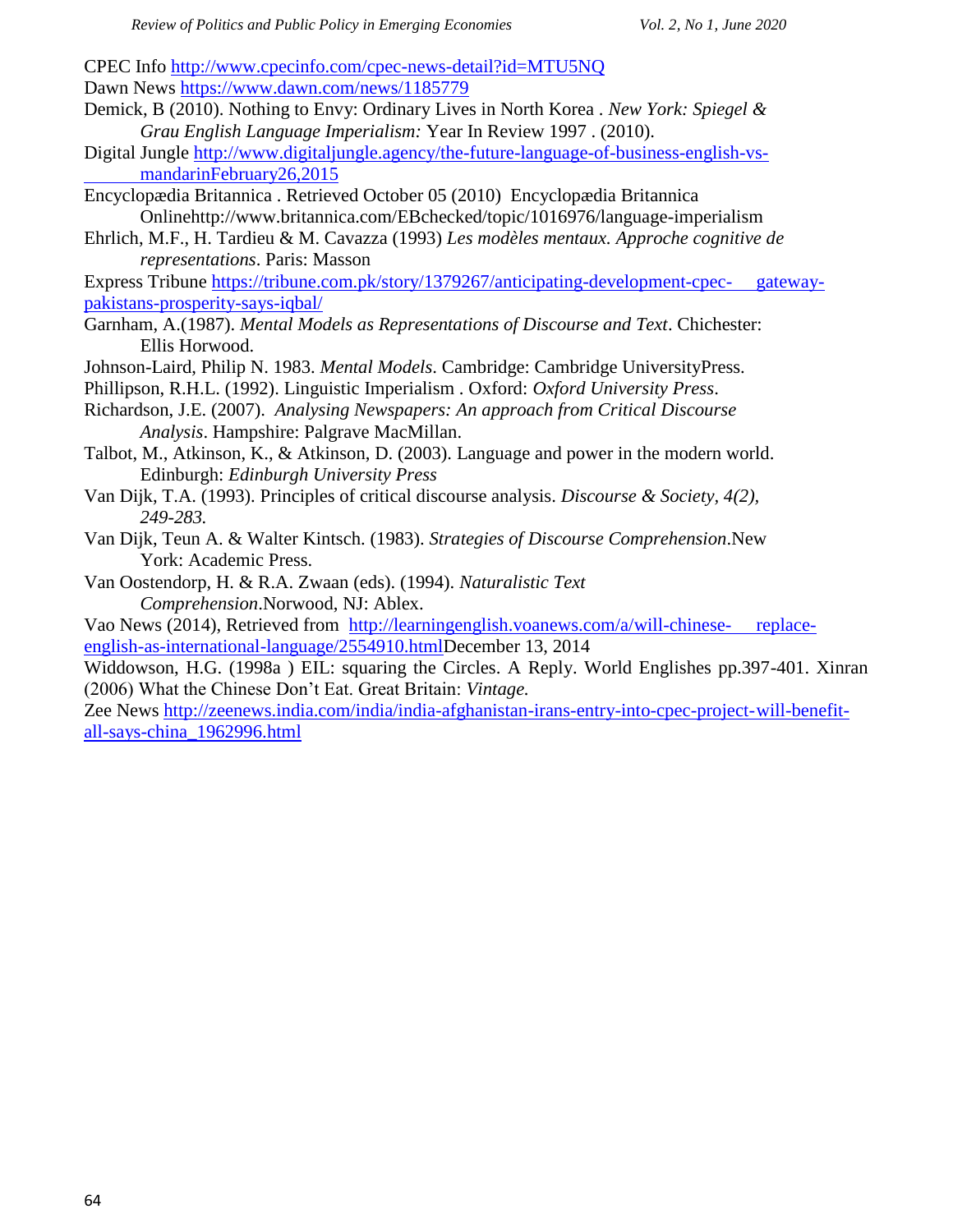CPEC Info http://www.cpecinfo.com/cpec-news-detail?id=MTU5NQ

Dawn News https://www.dawn.com/news/1185779

Demick, B (2010). Nothing to Envy: Ordinary Lives in North Korea . *New York: Spiegel & Grau English Language Imperialism:* Year In Review 1997 . (2010).

Digital Jungle http://www.digitaljungle.agency/the-future-language-of-business-english-vs-mandarinFebruary26,2015

Encyclopædia Britannica . Retrieved October 05 (2010) Encyclopædia Britannica Onlinehttp://www.britannica.com/EBchecked/topic/1016976/language-imperialism

Ehrlich, M.F., H. Tardieu & M. Cavazza (1993) *Les modèles mentaux. Approche cognitive de representations*. Paris: Masson

Express Tribune https://tribune.com.pk/story/1379267/anticipating-development-cpec- gateway-pakistans-prosperity-says-iqbal/

Garnham, A.(1987). *Mental Models as Representations of Discourse and Text*. Chichester: Ellis Horwood.

Johnson-Laird, Philip N. 1983. *Mental Models*. Cambridge: Cambridge UniversityPress.

Phillipson, R.H.L. (1992). Linguistic Imperialism . Oxford: *Oxford University Press*.

Richardson, J.E. (2007). *Analysing Newspapers: An approach from Critical Discourse Analysis*. Hampshire: Palgrave MacMillan.

Talbot, M., Atkinson, K., & Atkinson, D. (2003). Language and power in the modern world. Edinburgh: *Edinburgh University Press*

Van Dijk, T.A. (1993). Principles of critical discourse analysis. *Discourse & Society, 4(2), 249-283.*

Van Dijk, Teun A. & Walter Kintsch. (1983). *Strategies of Discourse Comprehension*.New York: Academic Press.

Van Oostendorp, H. & R.A. Zwaan (eds). (1994). *Naturalistic Text Comprehension*.Norwood, NJ: Ablex.

Vao News (2014), Retrieved from http://learningenglish.voanews.com/a/will-chinese- replace-english-as-international-language/2554910.htmlDecember 13, 2014

Widdowson, H.G. (1998a ) EIL: squaring the Circles. A Reply. World Englishes pp.397-401. Xinran (2006) What the Chinese Don't Eat. Great Britain: *Vintage.*

Zee News http://zeenews.india.com/india/india-afghanistan-irans-entry-into-cpec-project-will-benefit-all-says-china_1962996.html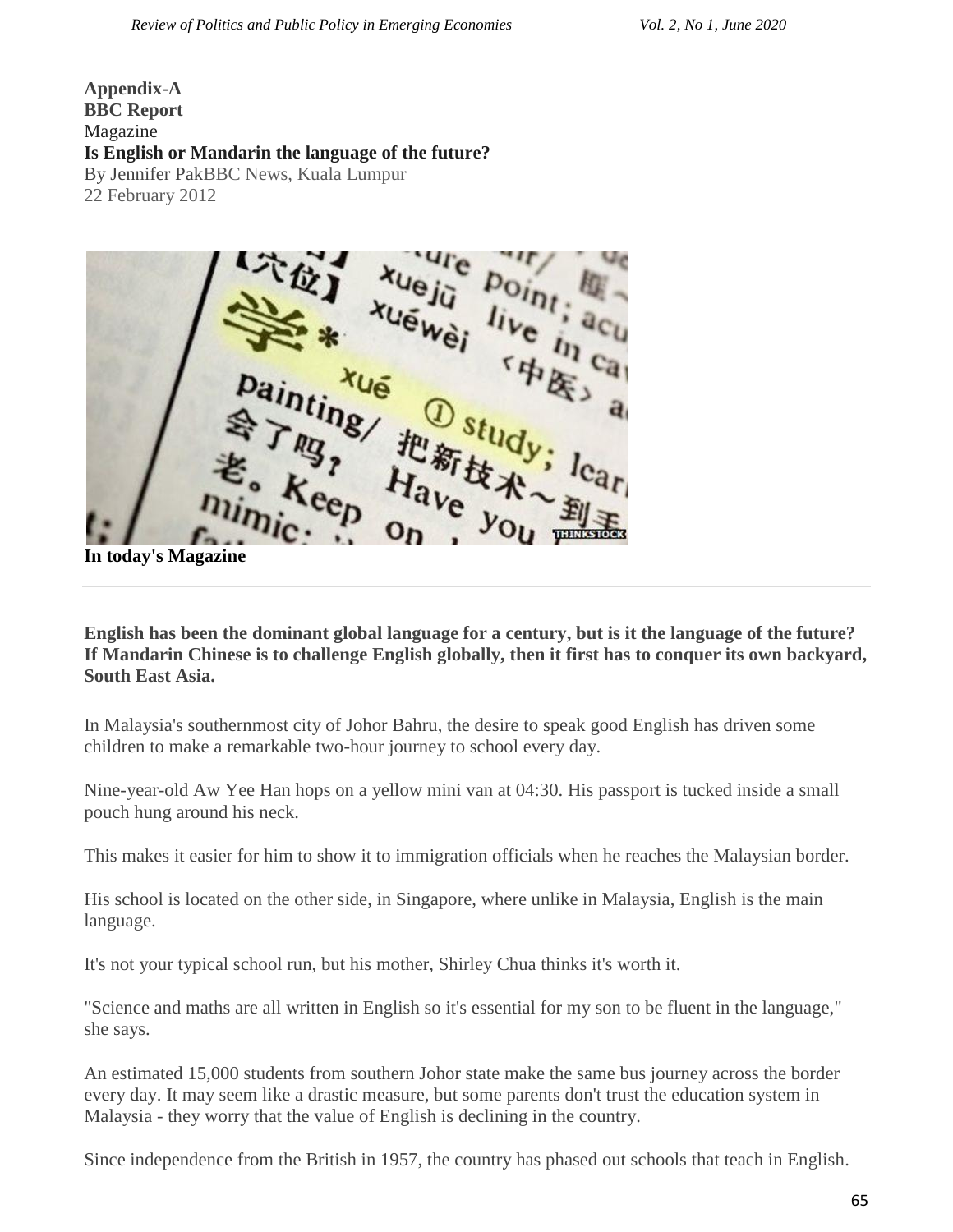**Appendix-A**
**BBC Report**
Magazine
**Is English or Mandarin the language of the future?**
By Jennifer PakBBC News, Kuala Lumpur
22 February 2012

**In today's Magazine**

---

**English has been the dominant global language for a century, but is it the language of the future? If Mandarin Chinese is to challenge English globally, then it first has to conquer its own backyard, South East Asia.**

In Malaysia's southernmost city of Johor Bahru, the desire to speak good English has driven some children to make a remarkable two-hour journey to school every day.

Nine-year-old Aw Yee Han hops on a yellow mini van at 04:30. His passport is tucked inside a small pouch hung around his neck.

This makes it easier for him to show it to immigration officials when he reaches the Malaysian border.

His school is located on the other side, in Singapore, where unlike in Malaysia, English is the main language.

It's not your typical school run, but his mother, Shirley Chua thinks it's worth it.

"Science and maths are all written in English so it's essential for my son to be fluent in the language," she says.

An estimated 15,000 students from southern Johor state make the same bus journey across the border every day. It may seem like a drastic measure, but some parents don't trust the education system in Malaysia - they worry that the value of English is declining in the country.

Since independence from the British in 1957, the country has phased out schools that teach in English.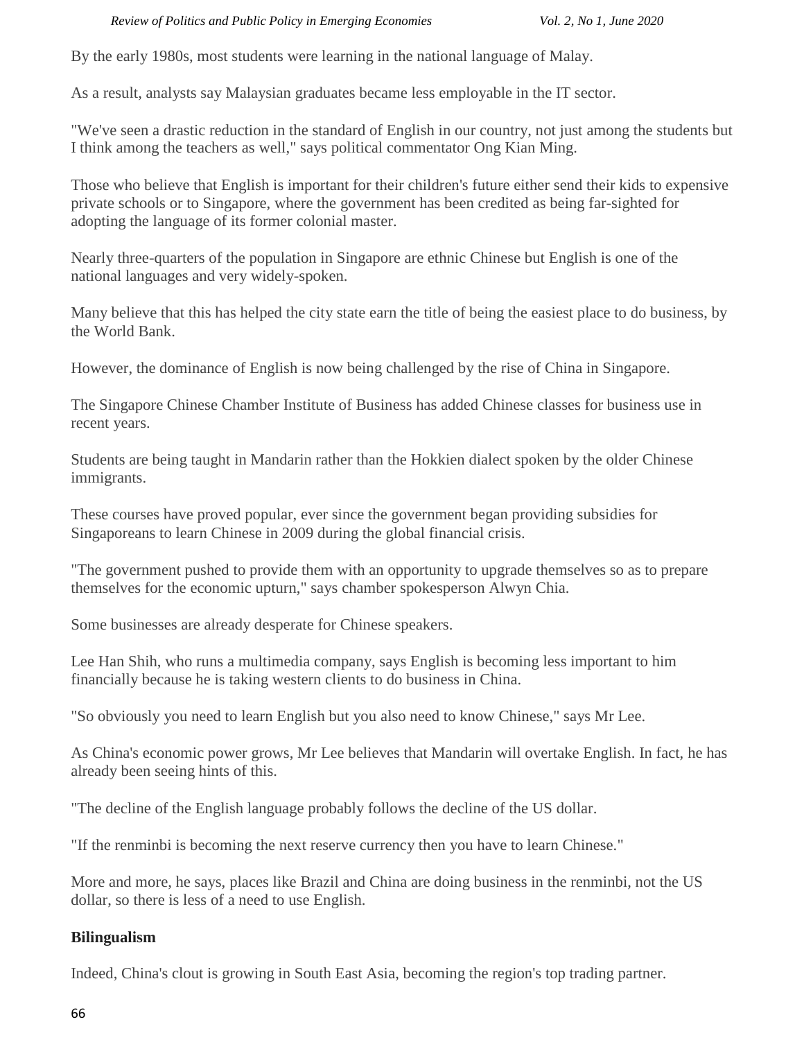By the early 1980s, most students were learning in the national language of Malay.

As a result, analysts say Malaysian graduates became less employable in the IT sector.

"We've seen a drastic reduction in the standard of English in our country, not just among the students but I think among the teachers as well," says political commentator Ong Kian Ming.

Those who believe that English is important for their children's future either send their kids to expensive private schools or to Singapore, where the government has been credited as being far-sighted for adopting the language of its former colonial master.

Nearly three-quarters of the population in Singapore are ethnic Chinese but English is one of the national languages and very widely-spoken.

Many believe that this has helped the city state earn the title of being the easiest place to do business, by the World Bank.

However, the dominance of English is now being challenged by the rise of China in Singapore.

The Singapore Chinese Chamber Institute of Business has added Chinese classes for business use in recent years.

Students are being taught in Mandarin rather than the Hokkien dialect spoken by the older Chinese immigrants.

These courses have proved popular, ever since the government began providing subsidies for Singaporeans to learn Chinese in 2009 during the global financial crisis.

"The government pushed to provide them with an opportunity to upgrade themselves so as to prepare themselves for the economic upturn," says chamber spokesperson Alwyn Chia.

Some businesses are already desperate for Chinese speakers.

Lee Han Shih, who runs a multimedia company, says English is becoming less important to him financially because he is taking western clients to do business in China.

"So obviously you need to learn English but you also need to know Chinese," says Mr Lee.

As China's economic power grows, Mr Lee believes that Mandarin will overtake English. In fact, he has already been seeing hints of this.

"The decline of the English language probably follows the decline of the US dollar.

"If the renminbi is becoming the next reserve currency then you have to learn Chinese."

More and more, he says, places like Brazil and China are doing business in the renminbi, not the US dollar, so there is less of a need to use English.

**Bilingualism**

Indeed, China's clout is growing in South East Asia, becoming the region's top trading partner.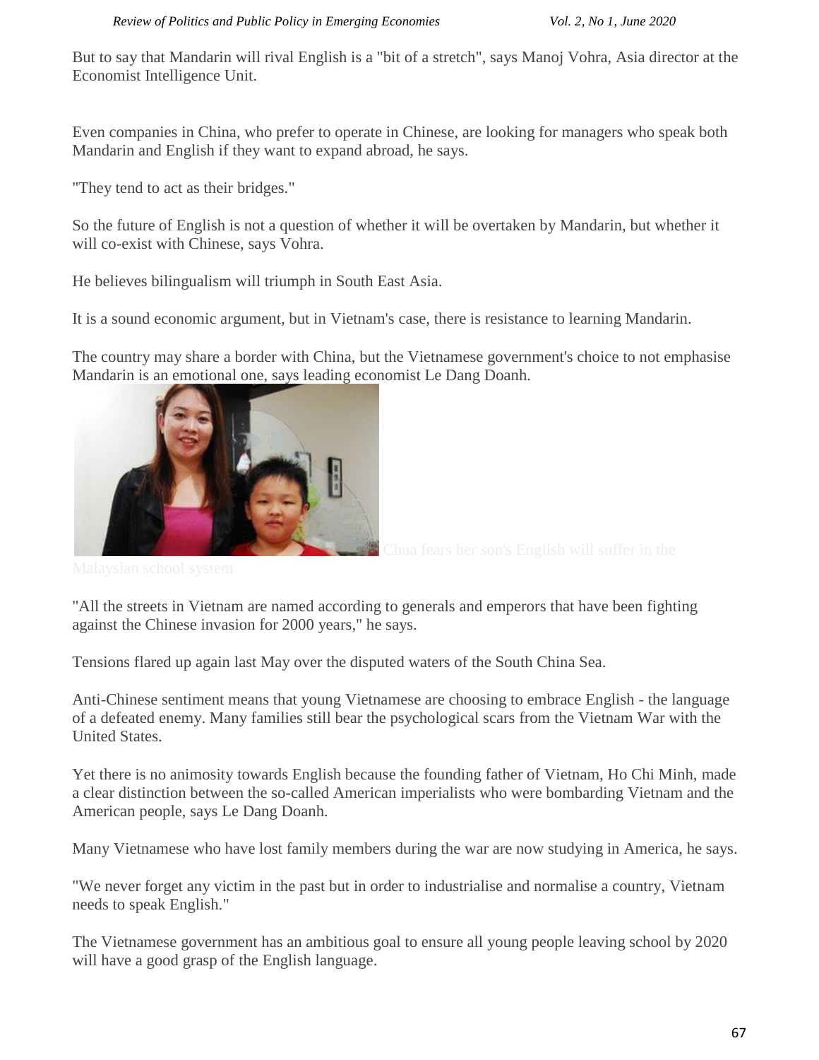But to say that Mandarin will rival English is a "bit of a stretch", says Manoj Vohra, Asia director at the Economist Intelligence Unit.

Even companies in China, who prefer to operate in Chinese, are looking for managers who speak both Mandarin and English if they want to expand abroad, he says.

"They tend to act as their bridges."

So the future of English is not a question of whether it will be overtaken by Mandarin, but whether it will co-exist with Chinese, says Vohra.

He believes bilingualism will triumph in South East Asia.

It is a sound economic argument, but in Vietnam's case, there is resistance to learning Mandarin.

The country may share a border with China, but the Vietnamese government's choice to not emphasise Mandarin is an emotional one, says leading economist Le Dang Doanh.

Chua fears her son's English will suffer in the Malaysian school system

"All the streets in Vietnam are named according to generals and emperors that have been fighting against the Chinese invasion for 2000 years," he says.

Tensions flared up again last May over the disputed waters of the South China Sea.

Anti-Chinese sentiment means that young Vietnamese are choosing to embrace English - the language of a defeated enemy. Many families still bear the psychological scars from the Vietnam War with the United States.

Yet there is no animosity towards English because the founding father of Vietnam, Ho Chi Minh, made a clear distinction between the so-called American imperialists who were bombarding Vietnam and the American people, says Le Dang Doanh.

Many Vietnamese who have lost family members during the war are now studying in America, he says.

"We never forget any victim in the past but in order to industrialise and normalise a country, Vietnam needs to speak English."

The Vietnamese government has an ambitious goal to ensure all young people leaving school by 2020 will have a good grasp of the English language.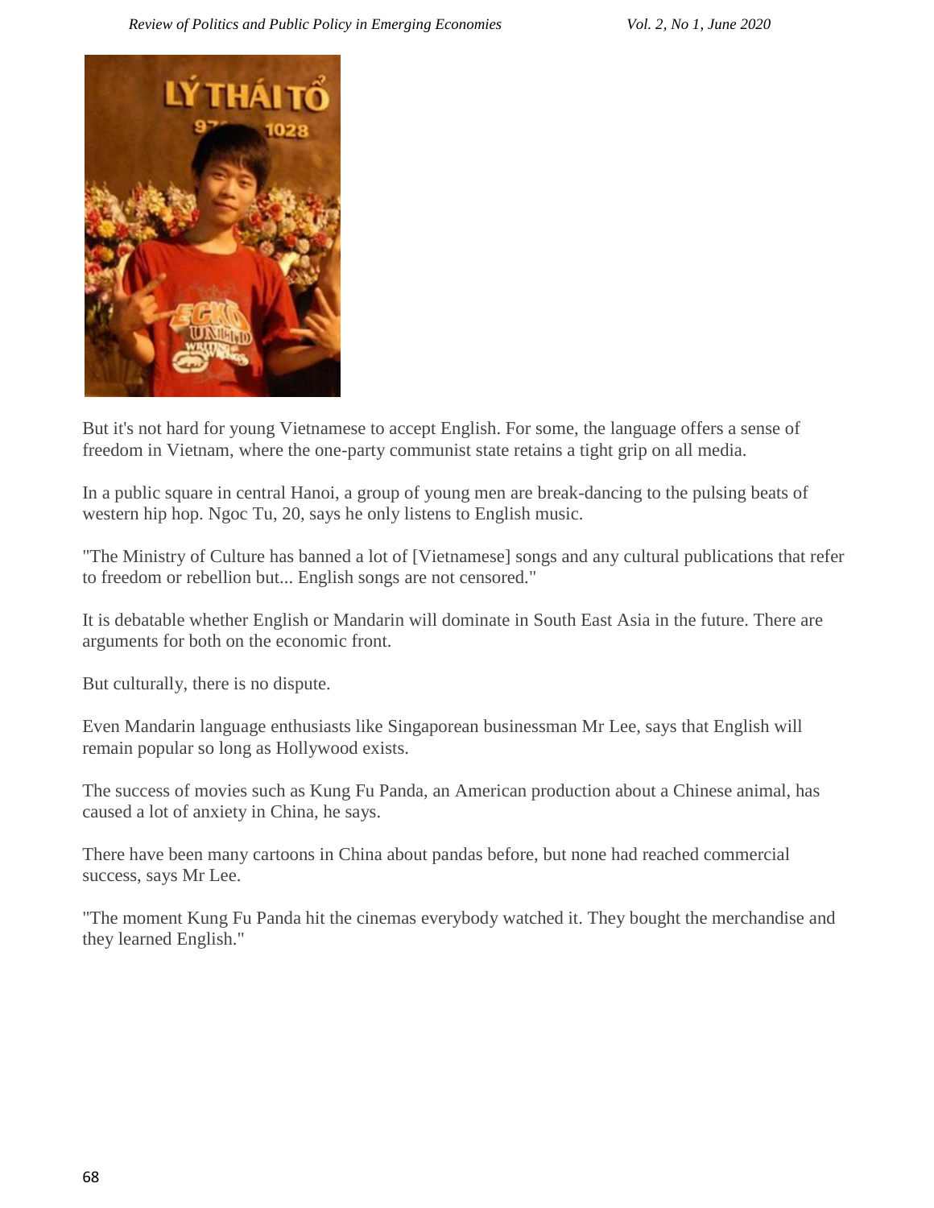But it's not hard for young Vietnamese to accept English. For some, the language offers a sense of freedom in Vietnam, where the one-party communist state retains a tight grip on all media.

In a public square in central Hanoi, a group of young men are break-dancing to the pulsing beats of western hip hop. Ngoc Tu, 20, says he only listens to English music.

"The Ministry of Culture has banned a lot of [Vietnamese] songs and any cultural publications that refer to freedom or rebellion but... English songs are not censored."

It is debatable whether English or Mandarin will dominate in South East Asia in the future. There are arguments for both on the economic front.

But culturally, there is no dispute.

Even Mandarin language enthusiasts like Singaporean businessman Mr Lee, says that English will remain popular so long as Hollywood exists.

The success of movies such as Kung Fu Panda, an American production about a Chinese animal, has caused a lot of anxiety in China, he says.

There have been many cartoons in China about pandas before, but none had reached commercial success, says Mr Lee.

"The moment Kung Fu Panda hit the cinemas everybody watched it. They bought the merchandise and they learned English."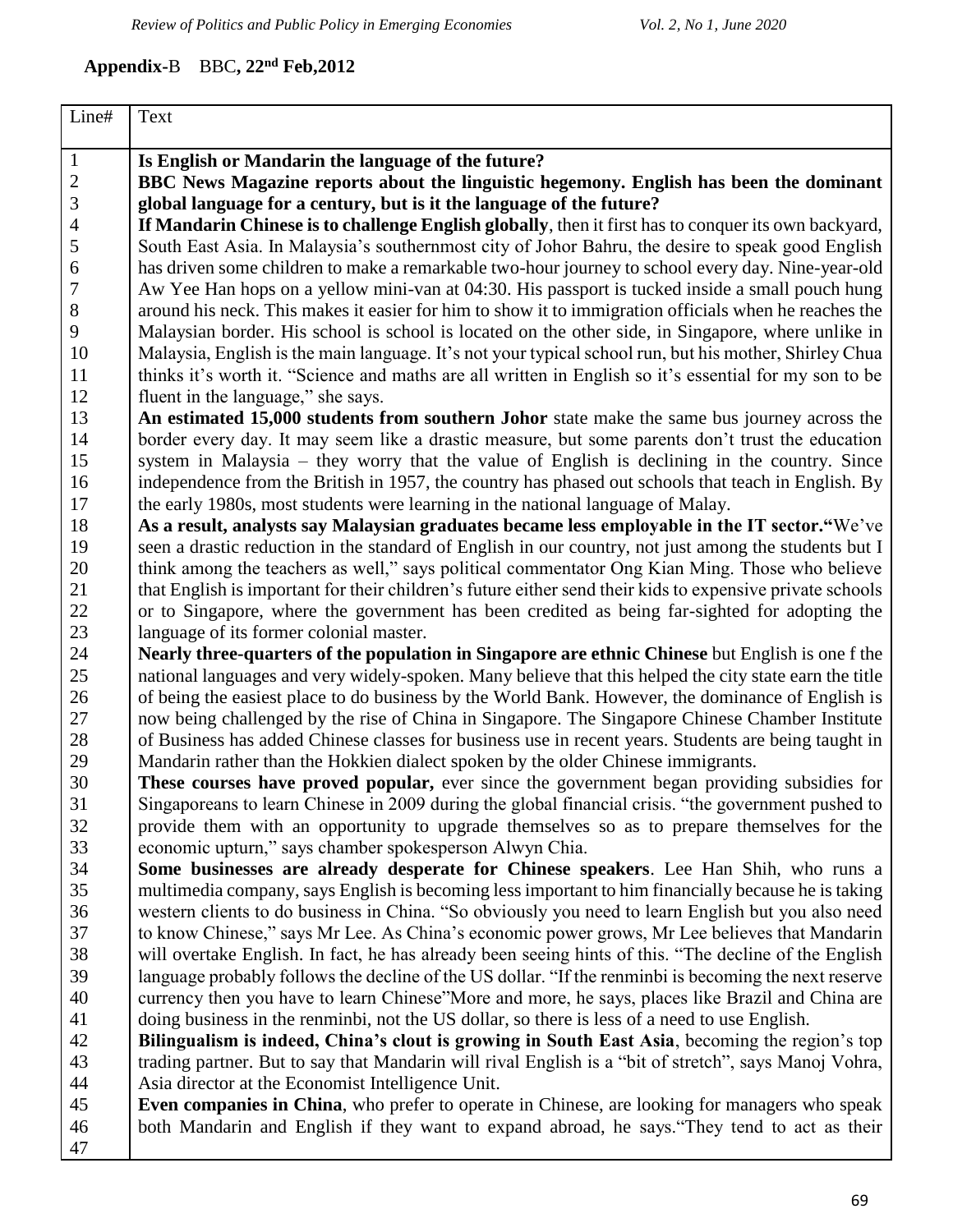**Appendix**-B BBC**, 22nd Feb,2012**

| Line# | Text |
|---|---|
| 1 | **Is English or Mandarin the language of the future?** |
| 2 | **BBC News Magazine reports about the linguistic hegemony. English has been the dominant** |
| 3 | **global language for a century, but is it the language of the future?** |
| 4 | **If Mandarin Chinese is to challenge English globally**, then it first has to conquer its own backyard, |
| 5 | South East Asia. In Malaysia's southernmost city of Johor Bahru, the desire to speak good English |
| 6 | has driven some children to make a remarkable two-hour journey to school every day. Nine-year-old |
| 7 | Aw Yee Han hops on a yellow mini-van at 04:30. His passport is tucked inside a small pouch hung |
| 8 | around his neck. This makes it easier for him to show it to immigration officials when he reaches the |
| 9 | Malaysian border. His school is school is located on the other side, in Singapore, where unlike in |
| 10 | Malaysia, English is the main language. It's not your typical school run, but his mother, Shirley Chua |
| 11 | thinks it's worth it. "Science and maths are all written in English so it's essential for my son to be |
| 12 | fluent in the language," she says. |
| 13 | **An estimated 15,000 students from southern Johor** state make the same bus journey across the |
| 14 | border every day. It may seem like a drastic measure, but some parents don't trust the education |
| 15 | system in Malaysia – they worry that the value of English is declining in the country. Since |
| 16 | independence from the British in 1957, the country has phased out schools that teach in English. By |
| 17 | the early 1980s, most students were learning in the national language of Malay. |
| 18 | **As a result, analysts say Malaysian graduates became less employable in the IT sector."**We've |
| 19 | seen a drastic reduction in the standard of English in our country, not just among the students but I |
| 20 | think among the teachers as well," says political commentator Ong Kian Ming. Those who believe |
| 21 | that English is important for their children's future either send their kids to expensive private schools |
| 22 | or to Singapore, where the government has been credited as being far-sighted for adopting the |
| 23 | language of its former colonial master. |
| 24 | **Nearly three-quarters of the population in Singapore are ethnic Chinese** but English is one f the |
| 25 | national languages and very widely-spoken. Many believe that this helped the city state earn the title |
| 26 | of being the easiest place to do business by the World Bank. However, the dominance of English is |
| 27 | now being challenged by the rise of China in Singapore. The Singapore Chinese Chamber Institute |
| 28 | of Business has added Chinese classes for business use in recent years. Students are being taught in |
| 29 | Mandarin rather than the Hokkien dialect spoken by the older Chinese immigrants. |
| 30 | **These courses have proved popular,** ever since the government began providing subsidies for |
| 31 | Singaporeans to learn Chinese in 2009 during the global financial crisis. "the government pushed to |
| 32 | provide them with an opportunity to upgrade themselves so as to prepare themselves for the |
| 33 | economic upturn," says chamber spokesperson Alwyn Chia. |
| 34 | **Some businesses are already desperate for Chinese speakers**. Lee Han Shih, who runs a |
| 35 | multimedia company, says English is becoming less important to him financially because he is taking |
| 36 | western clients to do business in China. "So obviously you need to learn English but you also need |
| 37 | to know Chinese," says Mr Lee. As China's economic power grows, Mr Lee believes that Mandarin |
| 38 | will overtake English. In fact, he has already been seeing hints of this. "The decline of the English |
| 39 | language probably follows the decline of the US dollar. "If the renminbi is becoming the next reserve |
| 40 | currency then you have to learn Chinese"More and more, he says, places like Brazil and China are |
| 41 | doing business in the renminbi, not the US dollar, so there is less of a need to use English. |
| 42 | **Bilingualism is indeed, China's clout is growing in South East Asia**, becoming the region's top |
| 43 | trading partner. But to say that Mandarin will rival English is a "bit of stretch", says Manoj Vohra, |
| 44 | Asia director at the Economist Intelligence Unit. |
| 45 | **Even companies in China**, who prefer to operate in Chinese, are looking for managers who speak |
| 46 | both Mandarin and English if they want to expand abroad, he says."They tend to act as their |
| 47 | |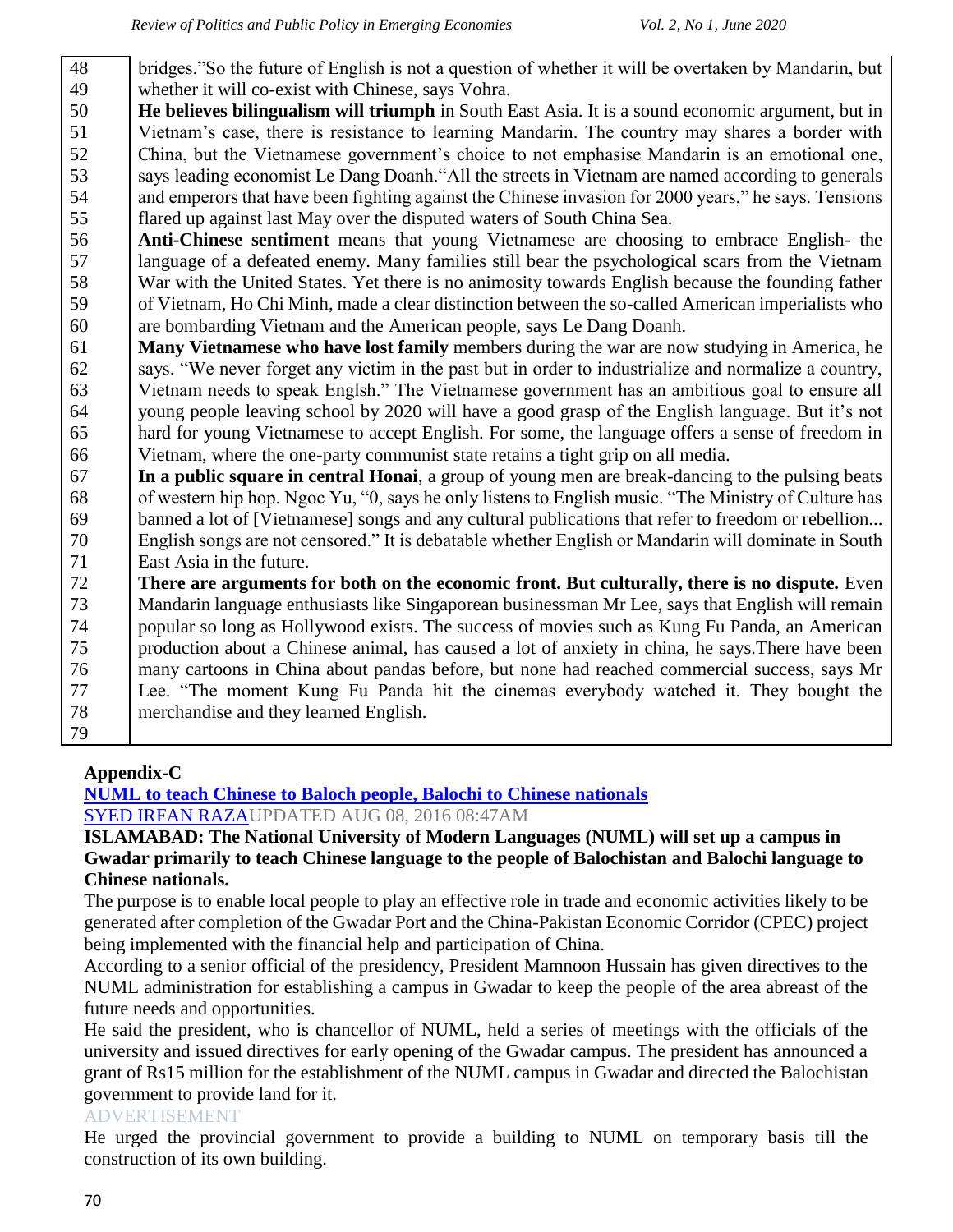| | |
|---|---|
| 48 | bridges."So the future of English is not a question of whether it will be overtaken by Mandarin, but |
| 49 | whether it will co-exist with Chinese, says Vohra. |
| 50 | **He believes bilingualism will triumph** in South East Asia. It is a sound economic argument, but in |
| 51 | Vietnam's case, there is resistance to learning Mandarin. The country may shares a border with |
| 52 | China, but the Vietnamese government's choice to not emphasise Mandarin is an emotional one, |
| 53 | says leading economist Le Dang Doanh."All the streets in Vietnam are named according to generals |
| 54 | and emperors that have been fighting against the Chinese invasion for 2000 years," he says. Tensions |
| 55 | flared up against last May over the disputed waters of South China Sea. |
| 56 | **Anti-Chinese sentiment** means that young Vietnamese are choosing to embrace English- the |
| 57 | language of a defeated enemy. Many families still bear the psychological scars from the Vietnam |
| 58 | War with the United States. Yet there is no animosity towards English because the founding father |
| 59 | of Vietnam, Ho Chi Minh, made a clear distinction between the so-called American imperialists who |
| 60 | are bombarding Vietnam and the American people, says Le Dang Doanh. |
| 61 | **Many Vietnamese who have lost family** members during the war are now studying in America, he |
| 62 | says. "We never forget any victim in the past but in order to industrialize and normalize a country, |
| 63 | Vietnam needs to speak Englsh." The Vietnamese government has an ambitious goal to ensure all |
| 64 | young people leaving school by 2020 will have a good grasp of the English language. But it's not |
| 65 | hard for young Vietnamese to accept English. For some, the language offers a sense of freedom in |
| 66 | Vietnam, where the one-party communist state retains a tight grip on all media. |
| 67 | **In a public square in central Honai**, a group of young men are break-dancing to the pulsing beats |
| 68 | of western hip hop. Ngoc Yu, "0, says he only listens to English music. "The Ministry of Culture has |
| 69 | banned a lot of [Vietnamese] songs and any cultural publications that refer to freedom or rebellion... |
| 70 | English songs are not censored." It is debatable whether English or Mandarin will dominate in South |
| 71 | East Asia in the future. |
| 72 | **There are arguments for both on the economic front. But culturally, there is no dispute.** Even |
| 73 | Mandarin language enthusiasts like Singaporean businessman Mr Lee, says that English will remain |
| 74 | popular so long as Hollywood exists. The success of movies such as Kung Fu Panda, an American |
| 75 | production about a Chinese animal, has caused a lot of anxiety in china, he says.There have been |
| 76 | many cartoons in China about pandas before, but none had reached commercial success, says Mr |
| 77 | Lee. "The moment Kung Fu Panda hit the cinemas everybody watched it. They bought the |
| 78 | merchandise and they learned English. |
| 79 | |

**Appendix-C**

**NUML to teach Chinese to Baloch people, Balochi to Chinese nationals**

SYED IRFAN RAZA UPDATED AUG 08, 2016 08:47AM

**ISLAMABAD: The National University of Modern Languages (NUML) will set up a campus in Gwadar primarily to teach Chinese language to the people of Balochistan and Balochi language to Chinese nationals.**

The purpose is to enable local people to play an effective role in trade and economic activities likely to be generated after completion of the Gwadar Port and the China-Pakistan Economic Corridor (CPEC) project being implemented with the financial help and participation of China.

According to a senior official of the presidency, President Mamnoon Hussain has given directives to the NUML administration for establishing a campus in Gwadar to keep the people of the area abreast of the future needs and opportunities.

He said the president, who is chancellor of NUML, held a series of meetings with the officials of the university and issued directives for early opening of the Gwadar campus. The president has announced a grant of Rs15 million for the establishment of the NUML campus in Gwadar and directed the Balochistan government to provide land for it.

ADVERTISEMENT

He urged the provincial government to provide a building to NUML on temporary basis till the construction of its own building.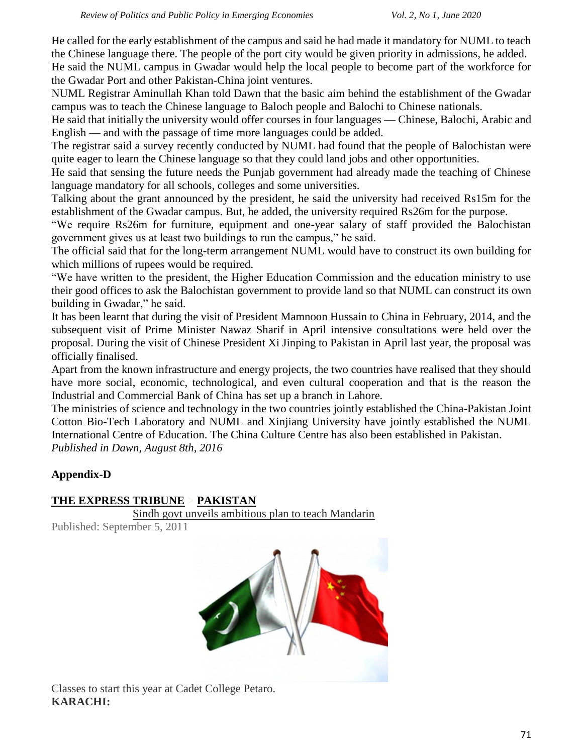He called for the early establishment of the campus and said he had made it mandatory for NUML to teach the Chinese language there. The people of the port city would be given priority in admissions, he added.
He said the NUML campus in Gwadar would help the local people to become part of the workforce for the Gwadar Port and other Pakistan-China joint ventures.
NUML Registrar Aminullah Khan told Dawn that the basic aim behind the establishment of the Gwadar campus was to teach the Chinese language to Baloch people and Balochi to Chinese nationals.
He said that initially the university would offer courses in four languages — Chinese, Balochi, Arabic and English — and with the passage of time more languages could be added.
The registrar said a survey recently conducted by NUML had found that the people of Balochistan were quite eager to learn the Chinese language so that they could land jobs and other opportunities.
He said that sensing the future needs the Punjab government had already made the teaching of Chinese language mandatory for all schools, colleges and some universities.
Talking about the grant announced by the president, he said the university had received Rs15m for the establishment of the Gwadar campus. But, he added, the university required Rs26m for the purpose.
"We require Rs26m for furniture, equipment and one-year salary of staff provided the Balochistan government gives us at least two buildings to run the campus," he said.
The official said that for the long-term arrangement NUML would have to construct its own building for which millions of rupees would be required.
"We have written to the president, the Higher Education Commission and the education ministry to use their good offices to ask the Balochistan government to provide land so that NUML can construct its own building in Gwadar," he said.
It has been learnt that during the visit of President Mamnoon Hussain to China in February, 2014, and the subsequent visit of Prime Minister Nawaz Sharif in April intensive consultations were held over the proposal. During the visit of Chinese President Xi Jinping to Pakistan in April last year, the proposal was officially finalised.
Apart from the known infrastructure and energy projects, the two countries have realised that they should have more social, economic, technological, and even cultural cooperation and that is the reason the Industrial and Commercial Bank of China has set up a branch in Lahore.
The ministries of science and technology in the two countries jointly established the China-Pakistan Joint Cotton Bio-Tech Laboratory and NUML and Xinjiang University have jointly established the NUML International Centre of Education. The China Culture Centre has also been established in Pakistan.
*Published in Dawn, August 8th, 2016*

**Appendix-D**

**THE EXPRESS TRIBUNE** > **PAKISTAN**

Sindh govt unveils ambitious plan to teach Mandarin

Published: September 5, 2011

Classes to start this year at Cadet College Petaro.

**KARACHI:**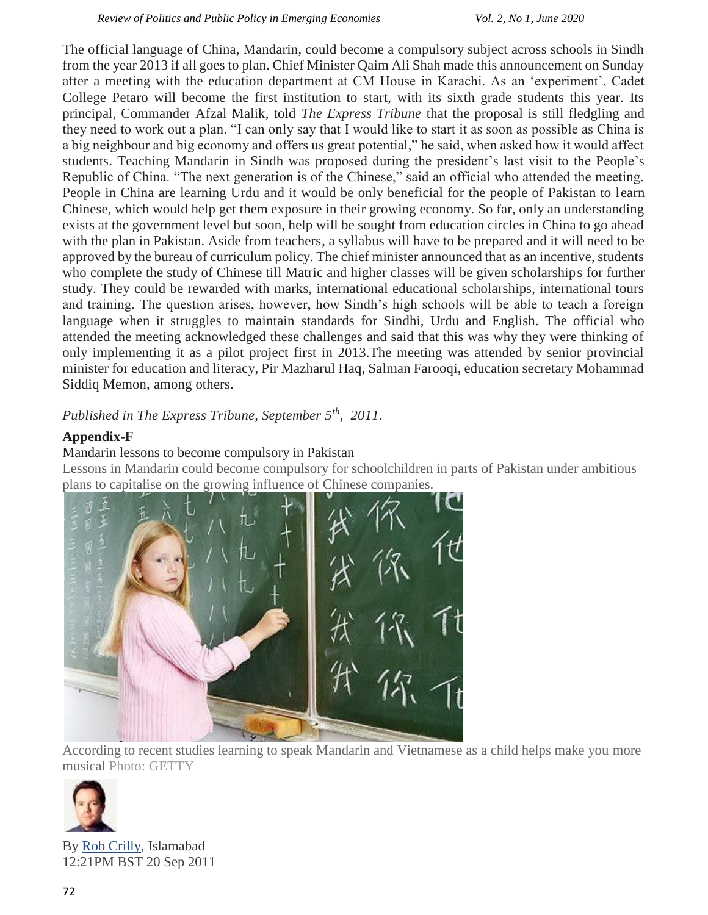The official language of China, Mandarin, could become a compulsory subject across schools in Sindh from the year 2013 if all goes to plan. Chief Minister Qaim Ali Shah made this announcement on Sunday after a meeting with the education department at CM House in Karachi. As an 'experiment', Cadet College Petaro will become the first institution to start, with its sixth grade students this year. Its principal, Commander Afzal Malik, told *The Express Tribune* that the proposal is still fledgling and they need to work out a plan. "I can only say that I would like to start it as soon as possible as China is a big neighbour and big economy and offers us great potential," he said, when asked how it would affect students. Teaching Mandarin in Sindh was proposed during the president's last visit to the People's Republic of China. "The next generation is of the Chinese," said an official who attended the meeting. People in China are learning Urdu and it would be only beneficial for the people of Pakistan to learn Chinese, which would help get them exposure in their growing economy. So far, only an understanding exists at the government level but soon, help will be sought from education circles in China to go ahead with the plan in Pakistan. Aside from teachers, a syllabus will have to be prepared and it will need to be approved by the bureau of curriculum policy. The chief minister announced that as an incentive, students who complete the study of Chinese till Matric and higher classes will be given scholarships for further study. They could be rewarded with marks, international educational scholarships, international tours and training. The question arises, however, how Sindh's high schools will be able to teach a foreign language when it struggles to maintain standards for Sindhi, Urdu and English. The official who attended the meeting acknowledged these challenges and said that this was why they were thinking of only implementing it as a pilot project first in 2013.The meeting was attended by senior provincial minister for education and literacy, Pir Mazharul Haq, Salman Farooqi, education secretary Mohammad Siddiq Memon, among others.

*Published in The Express Tribune, September 5th, 2011.*

**Appendix-F**

Mandarin lessons to become compulsory in Pakistan

Lessons in Mandarin could become compulsory for schoolchildren in parts of Pakistan under ambitious plans to capitalise on the growing influence of Chinese companies.

According to recent studies learning to speak Mandarin and Vietnamese as a child helps make you more musical Photo: GETTY

By Rob Crilly, Islamabad
12:21PM BST 20 Sep 2011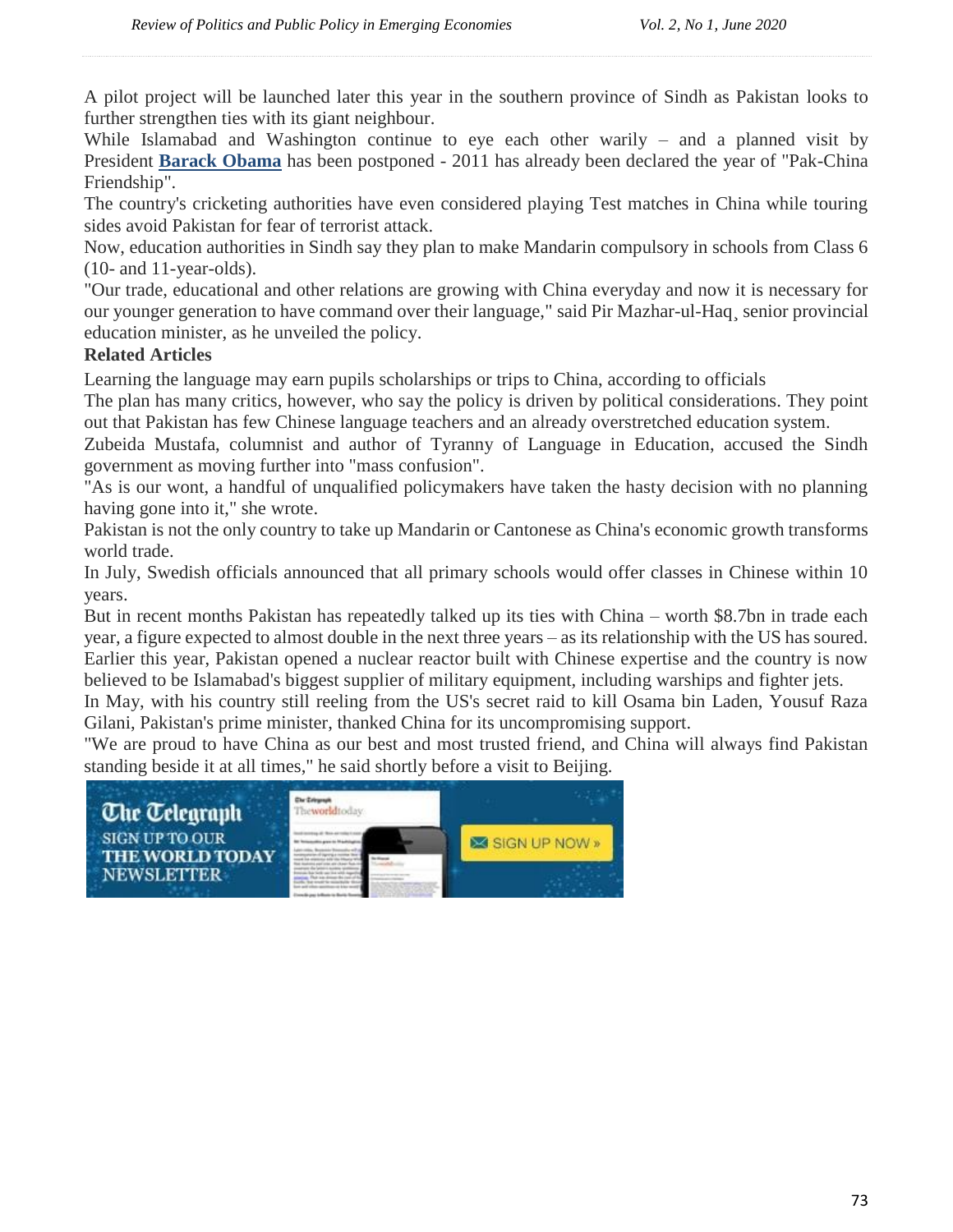A pilot project will be launched later this year in the southern province of Sindh as Pakistan looks to further strengthen ties with its giant neighbour.

While Islamabad and Washington continue to eye each other warily – and a planned visit by President **Barack Obama** has been postponed - 2011 has already been declared the year of "Pak-China Friendship".

The country's cricketing authorities have even considered playing Test matches in China while touring sides avoid Pakistan for fear of terrorist attack.

Now, education authorities in Sindh say they plan to make Mandarin compulsory in schools from Class 6 (10- and 11-year-olds).

"Our trade, educational and other relations are growing with China everyday and now it is necessary for our younger generation to have command over their language," said Pir Mazhar-ul-Haq¸ senior provincial education minister, as he unveiled the policy.

**Related Articles**

Learning the language may earn pupils scholarships or trips to China, according to officials

The plan has many critics, however, who say the policy is driven by political considerations. They point out that Pakistan has few Chinese language teachers and an already overstretched education system.

Zubeida Mustafa, columnist and author of Tyranny of Language in Education, accused the Sindh government as moving further into "mass confusion".

"As is our wont, a handful of unqualified policymakers have taken the hasty decision with no planning having gone into it," she wrote.

Pakistan is not the only country to take up Mandarin or Cantonese as China's economic growth transforms world trade.

In July, Swedish officials announced that all primary schools would offer classes in Chinese within 10 years.

But in recent months Pakistan has repeatedly talked up its ties with China – worth $8.7bn in trade each year, a figure expected to almost double in the next three years – as its relationship with the US has soured.

Earlier this year, Pakistan opened a nuclear reactor built with Chinese expertise and the country is now believed to be Islamabad's biggest supplier of military equipment, including warships and fighter jets.

In May, with his country still reeling from the US's secret raid to kill Osama bin Laden, Yousuf Raza Gilani, Pakistan's prime minister, thanked China for its uncompromising support.

"We are proud to have China as our best and most trusted friend, and China will always find Pakistan standing beside it at all times," he said shortly before a visit to Beijing.

The Telegraph
SIGN UP TO OUR THE WORLD TODAY NEWSLETTER
SIGN UP NOW »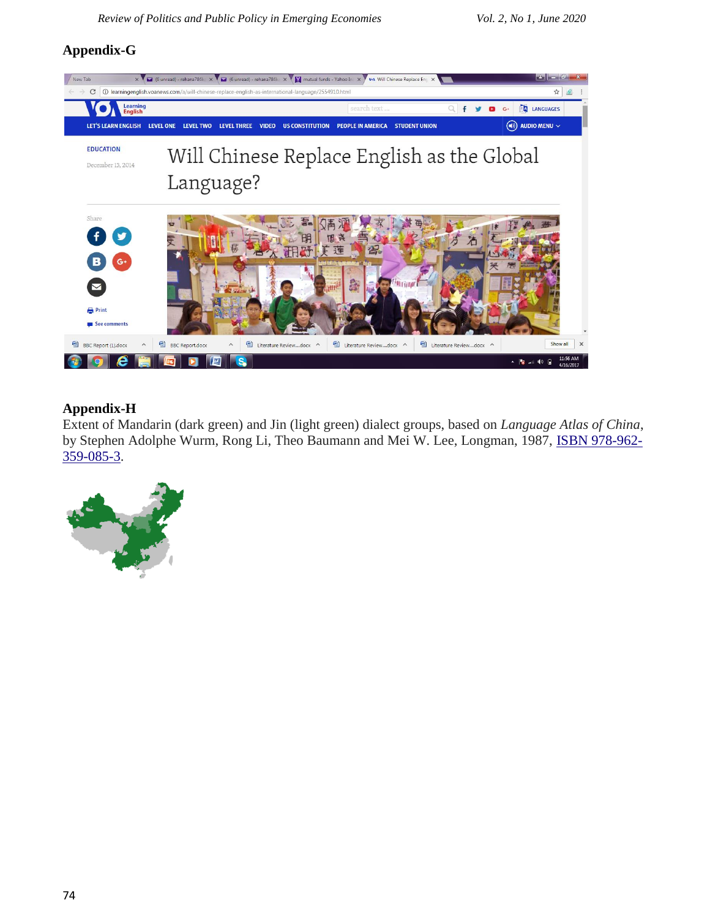## Appendix-G

## Appendix-H

Extent of Mandarin (dark green) and Jin (light green) dialect groups, based on *Language Atlas of China*, by Stephen Adolphe Wurm, Rong Li, Theo Baumann and Mei W. Lee, Longman, 1987, ISBN 978-962-359-085-3.